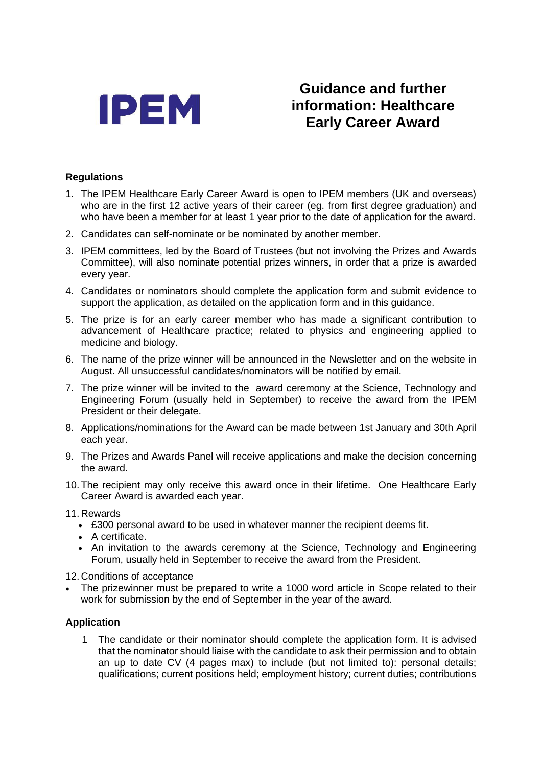IPEM

# Guidance and further information: Healthcare Early Career Award

## Regulations

1. The IPEM Healthcare Early Career Award is open to IPEM members (UK and overseas) who are in the first 12 active years of their career (eg. from first degree graduation) and who have been a member for at least 1 year prior to the date of application for the award.
2. Candidates can self-nominate or be nominated by another member.
3. IPEM committees, led by the Board of Trustees (but not involving the Prizes and Awards Committee), will also nominate potential prizes winners, in order that a prize is awarded every year.
4. Candidates or nominators should complete the application form and submit evidence to support the application, as detailed on the application form and in this guidance.
5. The prize is for an early career member who has made a significant contribution to advancement of Healthcare practice; related to physics and engineering applied to medicine and biology.
6. The name of the prize winner will be announced in the Newsletter and on the website in August. All unsuccessful candidates/nominators will be notified by email.
7. The prize winner will be invited to the award ceremony at the Science, Technology and Engineering Forum (usually held in September) to receive the award from the IPEM President or their delegate.
8. Applications/nominations for the Award can be made between 1st January and 30th April each year.
9. The Prizes and Awards Panel will receive applications and make the decision concerning the award.
10. The recipient may only receive this award once in their lifetime. One Healthcare Early Career Award is awarded each year.
11. Rewards
    - £300 personal award to be used in whatever manner the recipient deems fit.
    - A certificate.
    - An invitation to the awards ceremony at the Science, Technology and Engineering Forum, usually held in September to receive the award from the President.
12. Conditions of acceptance
    - The prizewinner must be prepared to write a 1000 word article in Scope related to their work for submission by the end of September in the year of the award.

## Application

1 The candidate or their nominator should complete the application form. It is advised that the nominator should liaise with the candidate to ask their permission and to obtain an up to date CV (4 pages max) to include (but not limited to): personal details; qualifications; current positions held; employment history; current duties; contributions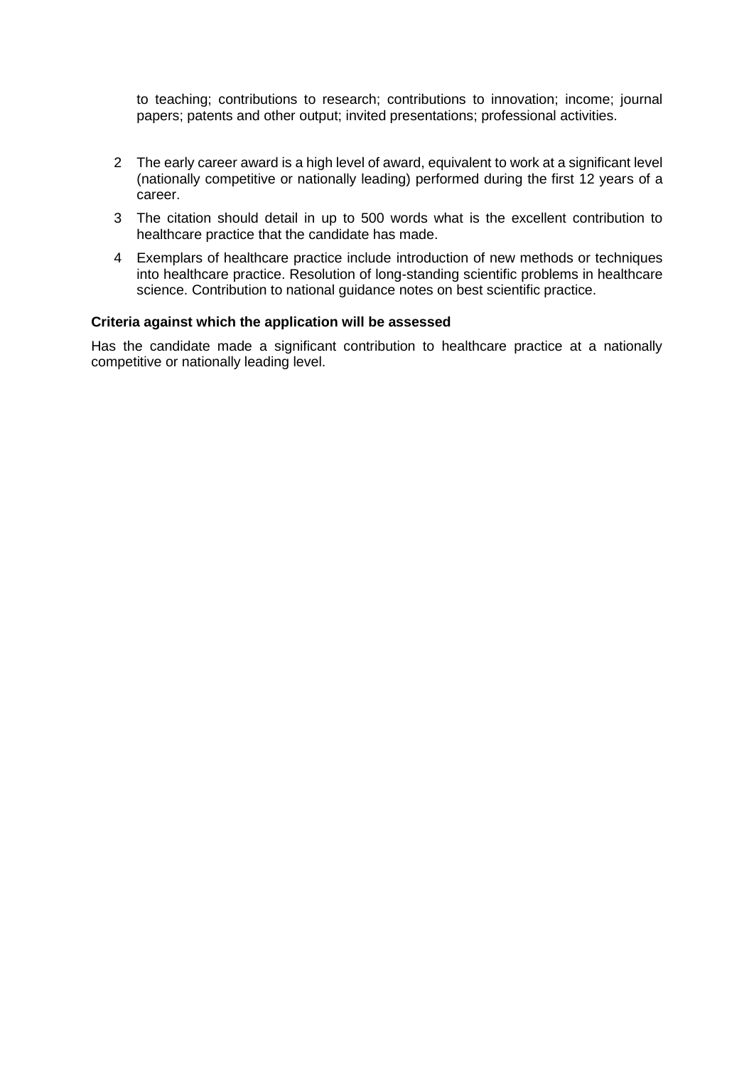to teaching; contributions to research; contributions to innovation; income; journal papers; patents and other output; invited presentations; professional activities.

2. The early career award is a high level of award, equivalent to work at a significant level (nationally competitive or nationally leading) performed during the first 12 years of a career.
3. The citation should detail in up to 500 words what is the excellent contribution to healthcare practice that the candidate has made.
4. Exemplars of healthcare practice include introduction of new methods or techniques into healthcare practice. Resolution of long-standing scientific problems in healthcare science. Contribution to national guidance notes on best scientific practice.

**Criteria against which the application will be assessed**

Has the candidate made a significant contribution to healthcare practice at a nationally competitive or nationally leading level.